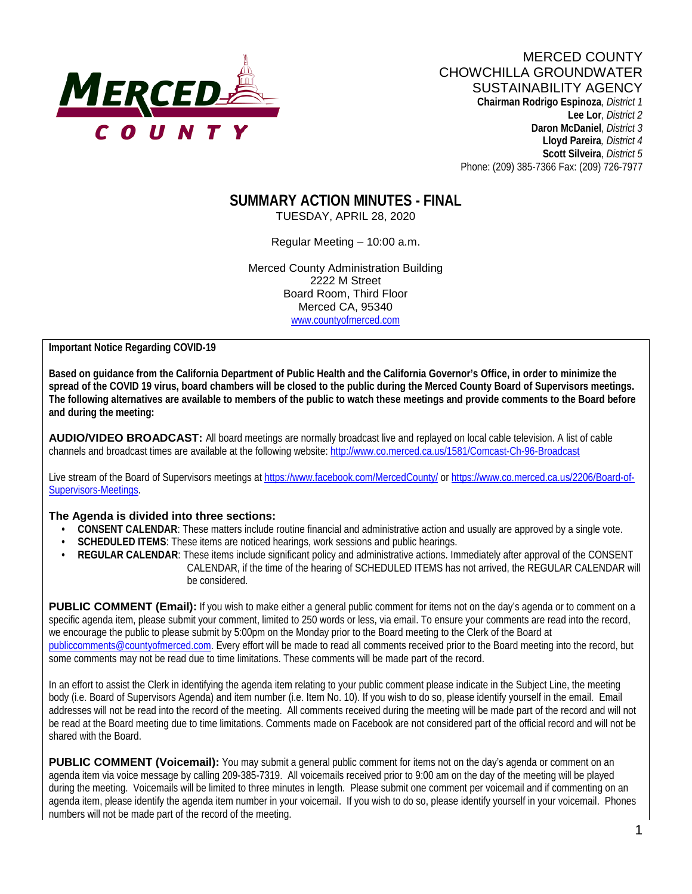MERCED COUNTY
CHOWCHILLA GROUNDWATER
SUSTAINABILITY AGENCY

**Chairman Rodrigo Espinoza**, *District 1*
**Lee Lor**, *District 2*
**Daron McDaniel**, *District 3*
**Lloyd Pareira**, *District 4*
**Scott Silveira**, *District 5*
Phone: (209) 385-7366 Fax: (209) 726-7977

# SUMMARY ACTION MINUTES - FINAL

TUESDAY, APRIL 28, 2020

Regular Meeting – 10:00 a.m.

Merced County Administration Building
2222 M Street
Board Room, Third Floor
Merced CA, 95340
www.countyofmerced.com

**Important Notice Regarding COVID-19**

**Based on guidance from the California Department of Public Health and the California Governor's Office, in order to minimize the spread of the COVID 19 virus, board chambers will be closed to the public during the Merced County Board of Supervisors meetings. The following alternatives are available to members of the public to watch these meetings and provide comments to the Board before and during the meeting:**

**AUDIO/VIDEO BROADCAST:** All board meetings are normally broadcast live and replayed on local cable television. A list of cable channels and broadcast times are available at the following website: http://www.co.merced.ca.us/1581/Comcast-Ch-96-Broadcast

Live stream of the Board of Supervisors meetings at https://www.facebook.com/MercedCounty/ or https://www.co.merced.ca.us/2206/Board-of-Supervisors-Meetings.

### The Agenda is divided into three sections:

- **CONSENT CALENDAR**: These matters include routine financial and administrative action and usually are approved by a single vote.
- **SCHEDULED ITEMS**: These items are noticed hearings, work sessions and public hearings.
- **REGULAR CALENDAR**: These items include significant policy and administrative actions. Immediately after approval of the CONSENT CALENDAR, if the time of the hearing of SCHEDULED ITEMS has not arrived, the REGULAR CALENDAR will be considered.

**PUBLIC COMMENT (Email):** If you wish to make either a general public comment for items not on the day's agenda or to comment on a specific agenda item, please submit your comment, limited to 250 words or less, via email. To ensure your comments are read into the record, we encourage the public to please submit by 5:00pm on the Monday prior to the Board meeting to the Clerk of the Board at publiccomments@countyofmerced.com. Every effort will be made to read all comments received prior to the Board meeting into the record, but some comments may not be read due to time limitations. These comments will be made part of the record.

In an effort to assist the Clerk in identifying the agenda item relating to your public comment please indicate in the Subject Line, the meeting body (i.e. Board of Supervisors Agenda) and item number (i.e. Item No. 10). If you wish to do so, please identify yourself in the email. Email addresses will not be read into the record of the meeting. All comments received during the meeting will be made part of the record and will not be read at the Board meeting due to time limitations. Comments made on Facebook are not considered part of the official record and will not be shared with the Board.

**PUBLIC COMMENT (Voicemail):** You may submit a general public comment for items not on the day's agenda or comment on an agenda item via voice message by calling 209-385-7319. All voicemails received prior to 9:00 am on the day of the meeting will be played during the meeting. Voicemails will be limited to three minutes in length. Please submit one comment per voicemail and if commenting on an agenda item, please identify the agenda item number in your voicemail. If you wish to do so, please identify yourself in your voicemail. Phones numbers will not be made part of the record of the meeting.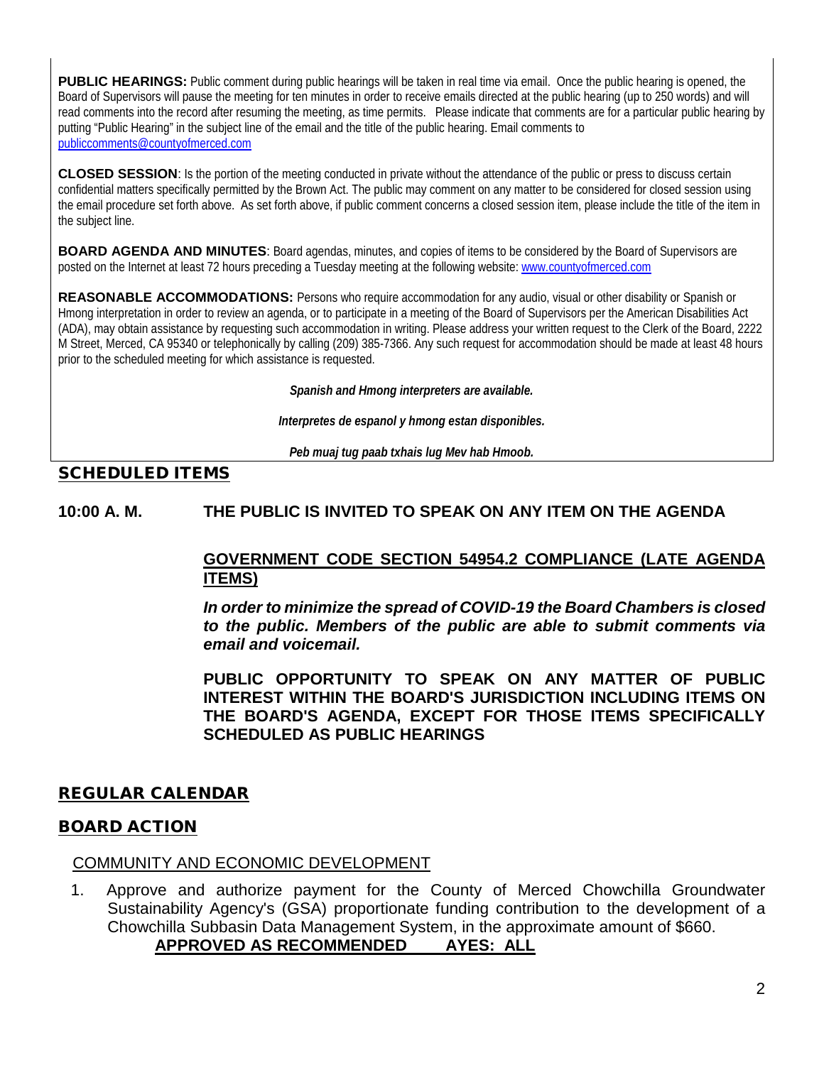**PUBLIC HEARINGS:** Public comment during public hearings will be taken in real time via email. Once the public hearing is opened, the Board of Supervisors will pause the meeting for ten minutes in order to receive emails directed at the public hearing (up to 250 words) and will read comments into the record after resuming the meeting, as time permits. Please indicate that comments are for a particular public hearing by putting "Public Hearing" in the subject line of the email and the title of the public hearing. Email comments to publiccomments@countyofmerced.com

**CLOSED SESSION**: Is the portion of the meeting conducted in private without the attendance of the public or press to discuss certain confidential matters specifically permitted by the Brown Act. The public may comment on any matter to be considered for closed session using the email procedure set forth above. As set forth above, if public comment concerns a closed session item, please include the title of the item in the subject line.

**BOARD AGENDA AND MINUTES**: Board agendas, minutes, and copies of items to be considered by the Board of Supervisors are posted on the Internet at least 72 hours preceding a Tuesday meeting at the following website: www.countyofmerced.com

**REASONABLE ACCOMMODATIONS:** Persons who require accommodation for any audio, visual or other disability or Spanish or Hmong interpretation in order to review an agenda, or to participate in a meeting of the Board of Supervisors per the American Disabilities Act (ADA), may obtain assistance by requesting such accommodation in writing. Please address your written request to the Clerk of the Board, 2222 M Street, Merced, CA 95340 or telephonically by calling (209) 385-7366. Any such request for accommodation should be made at least 48 hours prior to the scheduled meeting for which assistance is requested.

***Spanish and Hmong interpreters are available.***

***Interpretes de espanol y hmong estan disponibles.***

***Peb muaj tug paab txhais lug Mev hab Hmoob.***

## SCHEDULED ITEMS

**10:00 A. M. THE PUBLIC IS INVITED TO SPEAK ON ANY ITEM ON THE AGENDA**

**GOVERNMENT CODE SECTION 54954.2 COMPLIANCE (LATE AGENDA ITEMS)**

***In order to minimize the spread of COVID-19 the Board Chambers is closed to the public. Members of the public are able to submit comments via email and voicemail.***

**PUBLIC OPPORTUNITY TO SPEAK ON ANY MATTER OF PUBLIC INTEREST WITHIN THE BOARD'S JURISDICTION INCLUDING ITEMS ON THE BOARD'S AGENDA, EXCEPT FOR THOSE ITEMS SPECIFICALLY SCHEDULED AS PUBLIC HEARINGS**

## REGULAR CALENDAR

## BOARD ACTION

### COMMUNITY AND ECONOMIC DEVELOPMENT

1. Approve and authorize payment for the County of Merced Chowchilla Groundwater Sustainability Agency's (GSA) proportionate funding contribution to the development of a Chowchilla Subbasin Data Management System, in the approximate amount of $660.
   **APPROVED AS RECOMMENDED AYES: ALL**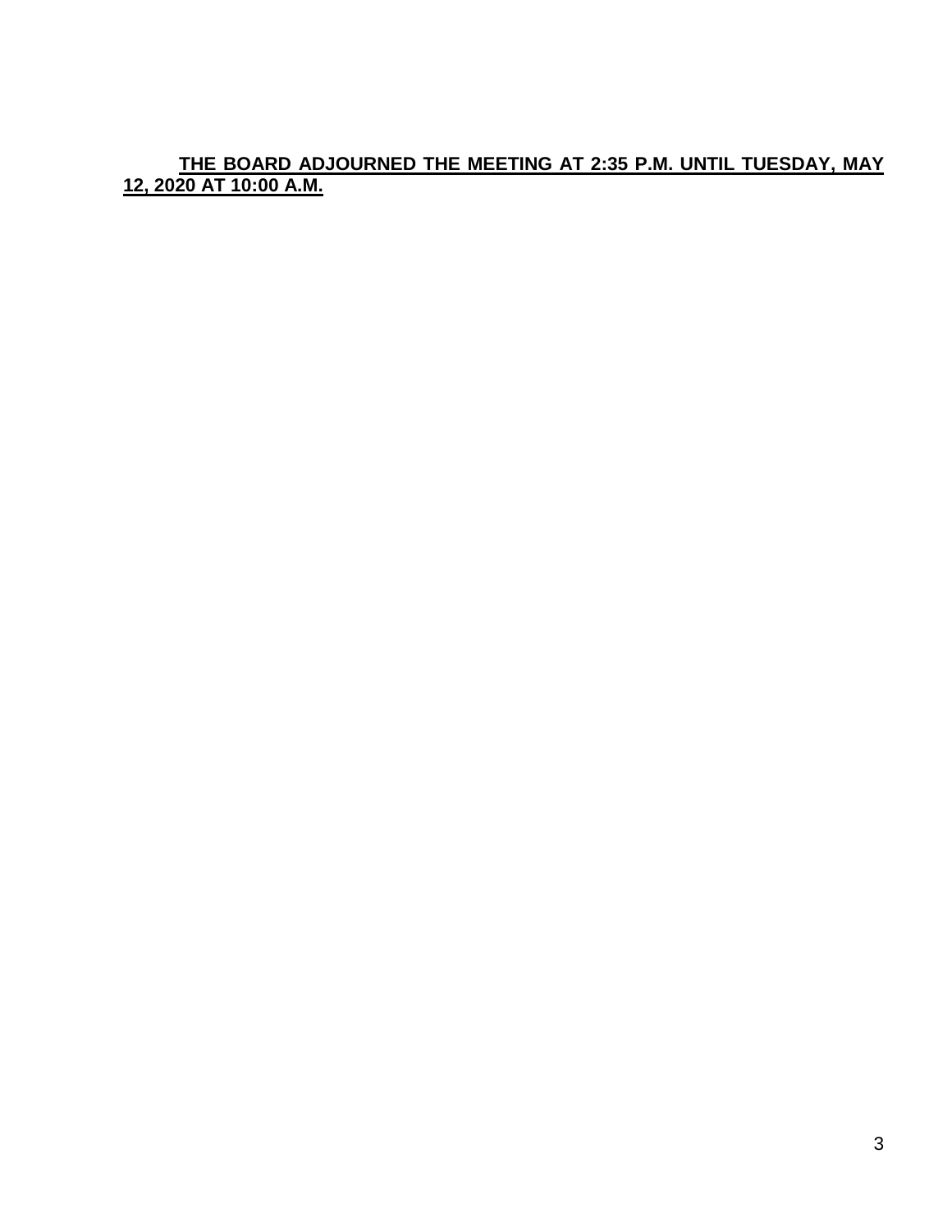**THE BOARD ADJOURNED THE MEETING AT 2:35 P.M. UNTIL TUESDAY, MAY 12, 2020 AT 10:00 A.M.**